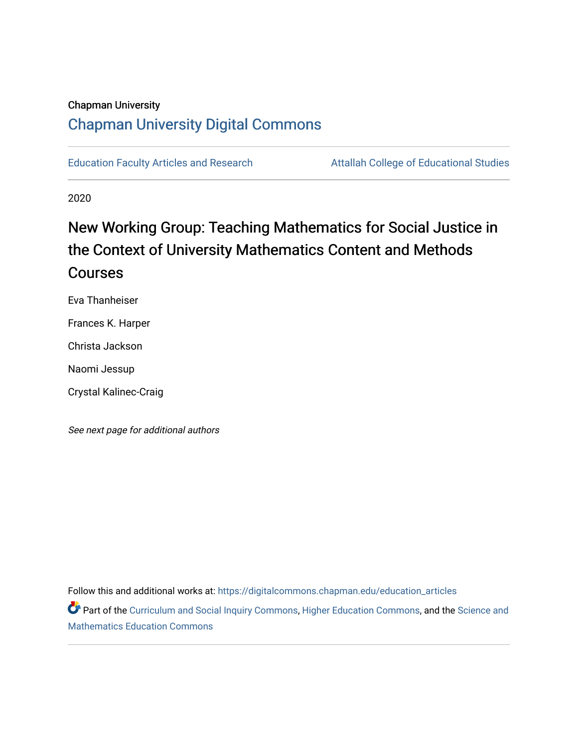Chapman University

# Chapman University Digital Commons

Education Faculty Articles and Research

Attallah College of Educational Studies

2020

# New Working Group: Teaching Mathematics for Social Justice in the Context of University Mathematics Content and Methods Courses

Eva Thanheiser

Frances K. Harper

Christa Jackson

Naomi Jessup

Crystal Kalinec-Craig

*See next page for additional authors*

Follow this and additional works at: https://digitalcommons.chapman.edu/education_articles

Part of the Curriculum and Social Inquiry Commons, Higher Education Commons, and the Science and Mathematics Education Commons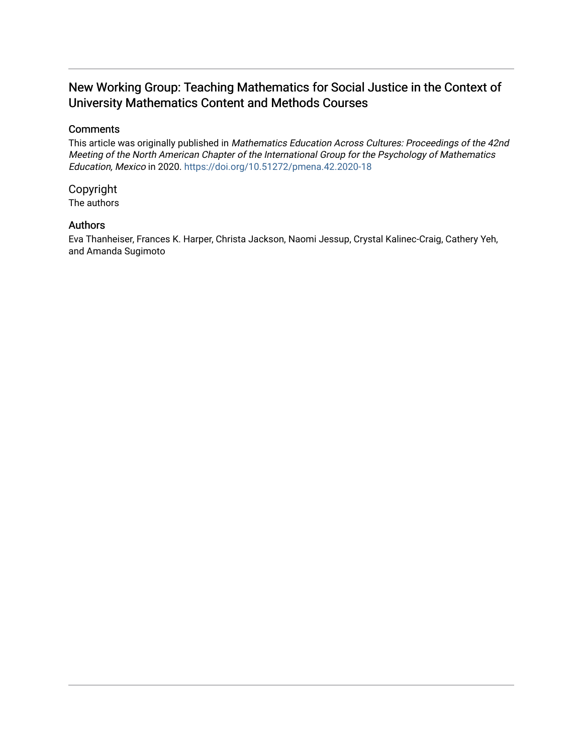# New Working Group: Teaching Mathematics for Social Justice in the Context of University Mathematics Content and Methods Courses

## Comments

This article was originally published in *Mathematics Education Across Cultures: Proceedings of the 42nd Meeting of the North American Chapter of the International Group for the Psychology of Mathematics Education, Mexico* in 2020. https://doi.org/10.51272/pmena.42.2020-18

## Copyright

The authors

## Authors

Eva Thanheiser, Frances K. Harper, Christa Jackson, Naomi Jessup, Crystal Kalinec-Craig, Cathery Yeh, and Amanda Sugimoto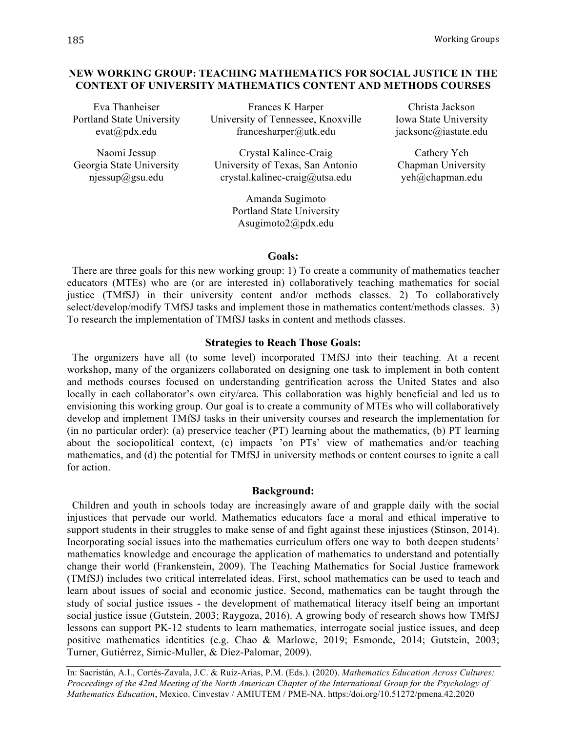## NEW WORKING GROUP: TEACHING MATHEMATICS FOR SOCIAL JUSTICE IN THE CONTEXT OF UNIVERSITY MATHEMATICS CONTENT AND METHODS COURSES

Eva Thanheiser
Portland State University
evat@pdx.edu

Frances K Harper
University of Tennessee, Knoxville
francesharper@utk.edu

Christa Jackson
Iowa State University
jacksonc@iastate.edu

Naomi Jessup
Georgia State University
njessup@gsu.edu

Crystal Kalinec-Craig
University of Texas, San Antonio
crystal.kalinec-craig@utsa.edu

Cathery Yeh
Chapman University
yeh@chapman.edu

Amanda Sugimoto
Portland State University
Asugimoto2@pdx.edu

### Goals:

There are three goals for this new working group: 1) To create a community of mathematics teacher educators (MTEs) who are (or are interested in) collaboratively teaching mathematics for social justice (TMfSJ) in their university content and/or methods classes. 2) To collaboratively select/develop/modify TMfSJ tasks and implement those in mathematics content/methods classes. 3) To research the implementation of TMfSJ tasks in content and methods classes.

### Strategies to Reach Those Goals:

The organizers have all (to some level) incorporated TMfSJ into their teaching. At a recent workshop, many of the organizers collaborated on designing one task to implement in both content and methods courses focused on understanding gentrification across the United States and also locally in each collaborator's own city/area. This collaboration was highly beneficial and led us to envisioning this working group. Our goal is to create a community of MTEs who will collaboratively develop and implement TMfSJ tasks in their university courses and research the implementation for (in no particular order): (a) preservice teacher (PT) learning about the mathematics, (b) PT learning about the sociopolitical context, (c) impacts 'on PTs' view of mathematics and/or teaching mathematics, and (d) the potential for TMfSJ in university methods or content courses to ignite a call for action.

### Background:

Children and youth in schools today are increasingly aware of and grapple daily with the social injustices that pervade our world. Mathematics educators face a moral and ethical imperative to support students in their struggles to make sense of and fight against these injustices (Stinson, 2014). Incorporating social issues into the mathematics curriculum offers one way to both deepen students' mathematics knowledge and encourage the application of mathematics to understand and potentially change their world (Frankenstein, 2009). The Teaching Mathematics for Social Justice framework (TMfSJ) includes two critical interrelated ideas. First, school mathematics can be used to teach and learn about issues of social and economic justice. Second, mathematics can be taught through the study of social justice issues - the development of mathematical literacy itself being an important social justice issue (Gutstein, 2003; Raygoza, 2016). A growing body of research shows how TMfSJ lessons can support PK-12 students to learn mathematics, interrogate social justice issues, and deep positive mathematics identities (e.g. Chao & Marlowe, 2019; Esmonde, 2014; Gutstein, 2003; Turner, Gutiérrez, Simic-Muller, & Díez-Palomar, 2009).

In: Sacristán, A.I., Cortés-Zavala, J.C. & Ruiz-Arias, P.M. (Eds.). (2020). *Mathematics Education Across Cultures: Proceedings of the 42nd Meeting of the North American Chapter of the International Group for the Psychology of Mathematics Education*, Mexico. Cinvestav / AMIUTEM / PME-NA. https:/doi.org/10.51272/pmena.42.2020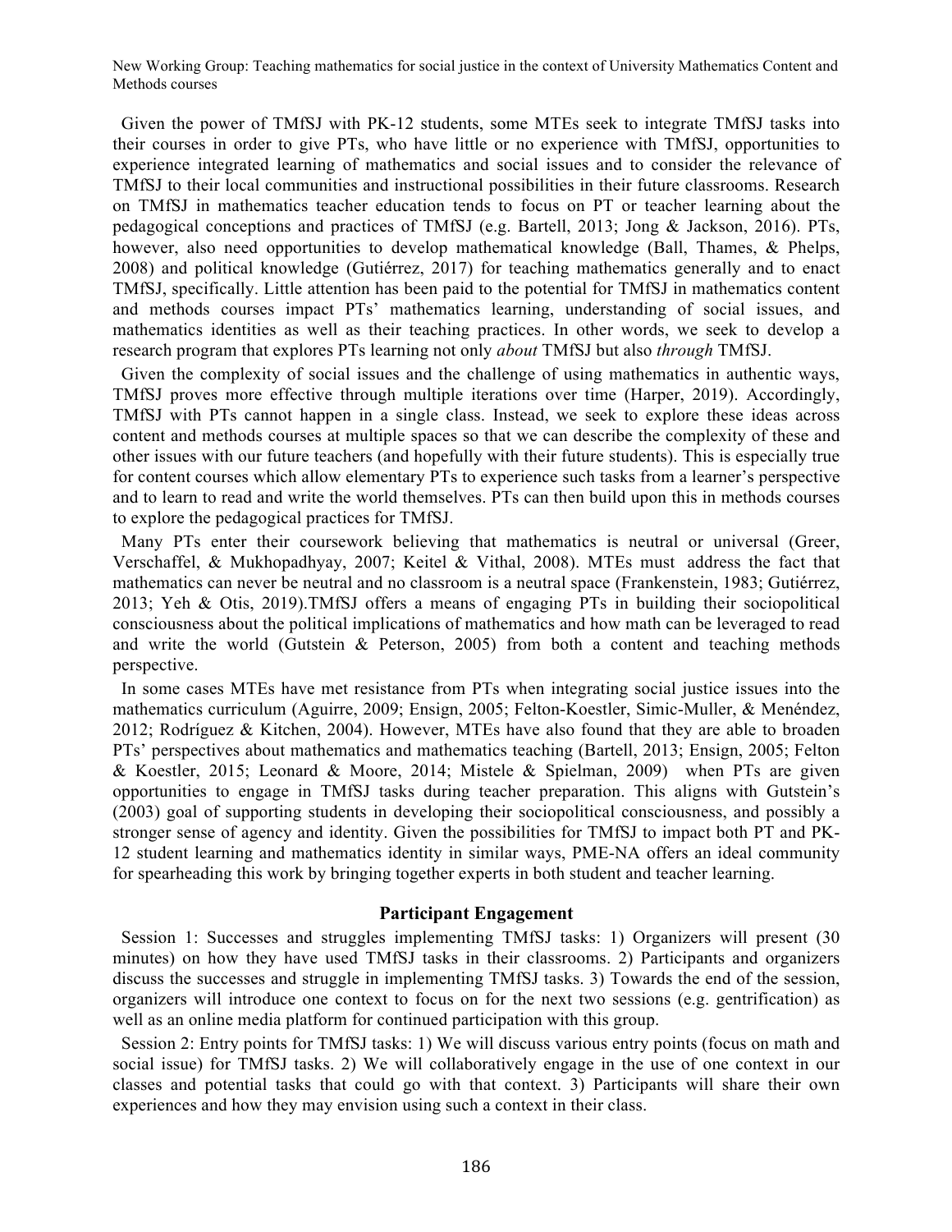Given the power of TMfSJ with PK-12 students, some MTEs seek to integrate TMfSJ tasks into their courses in order to give PTs, who have little or no experience with TMfSJ, opportunities to experience integrated learning of mathematics and social issues and to consider the relevance of TMfSJ to their local communities and instructional possibilities in their future classrooms. Research on TMfSJ in mathematics teacher education tends to focus on PT or teacher learning about the pedagogical conceptions and practices of TMfSJ (e.g. Bartell, 2013; Jong & Jackson, 2016). PTs, however, also need opportunities to develop mathematical knowledge (Ball, Thames, & Phelps, 2008) and political knowledge (Gutiérrez, 2017) for teaching mathematics generally and to enact TMfSJ, specifically. Little attention has been paid to the potential for TMfSJ in mathematics content and methods courses impact PTs' mathematics learning, understanding of social issues, and mathematics identities as well as their teaching practices. In other words, we seek to develop a research program that explores PTs learning not only *about* TMfSJ but also *through* TMfSJ.

Given the complexity of social issues and the challenge of using mathematics in authentic ways, TMfSJ proves more effective through multiple iterations over time (Harper, 2019). Accordingly, TMfSJ with PTs cannot happen in a single class. Instead, we seek to explore these ideas across content and methods courses at multiple spaces so that we can describe the complexity of these and other issues with our future teachers (and hopefully with their future students). This is especially true for content courses which allow elementary PTs to experience such tasks from a learner's perspective and to learn to read and write the world themselves. PTs can then build upon this in methods courses to explore the pedagogical practices for TMfSJ.

Many PTs enter their coursework believing that mathematics is neutral or universal (Greer, Verschaffel, & Mukhopadhyay, 2007; Keitel & Vithal, 2008). MTEs must address the fact that mathematics can never be neutral and no classroom is a neutral space (Frankenstein, 1983; Gutiérrez, 2013; Yeh & Otis, 2019).TMfSJ offers a means of engaging PTs in building their sociopolitical consciousness about the political implications of mathematics and how math can be leveraged to read and write the world (Gutstein & Peterson, 2005) from both a content and teaching methods perspective.

In some cases MTEs have met resistance from PTs when integrating social justice issues into the mathematics curriculum (Aguirre, 2009; Ensign, 2005; Felton-Koestler, Simic-Muller, & Menéndez, 2012; Rodríguez & Kitchen, 2004). However, MTEs have also found that they are able to broaden PTs' perspectives about mathematics and mathematics teaching (Bartell, 2013; Ensign, 2005; Felton & Koestler, 2015; Leonard & Moore, 2014; Mistele & Spielman, 2009) when PTs are given opportunities to engage in TMfSJ tasks during teacher preparation. This aligns with Gutstein's (2003) goal of supporting students in developing their sociopolitical consciousness, and possibly a stronger sense of agency and identity. Given the possibilities for TMfSJ to impact both PT and PK-12 student learning and mathematics identity in similar ways, PME-NA offers an ideal community for spearheading this work by bringing together experts in both student and teacher learning.

## Participant Engagement

Session 1: Successes and struggles implementing TMfSJ tasks: 1) Organizers will present (30 minutes) on how they have used TMfSJ tasks in their classrooms. 2) Participants and organizers discuss the successes and struggle in implementing TMfSJ tasks. 3) Towards the end of the session, organizers will introduce one context to focus on for the next two sessions (e.g. gentrification) as well as an online media platform for continued participation with this group.

Session 2: Entry points for TMfSJ tasks: 1) We will discuss various entry points (focus on math and social issue) for TMfSJ tasks. 2) We will collaboratively engage in the use of one context in our classes and potential tasks that could go with that context. 3) Participants will share their own experiences and how they may envision using such a context in their class.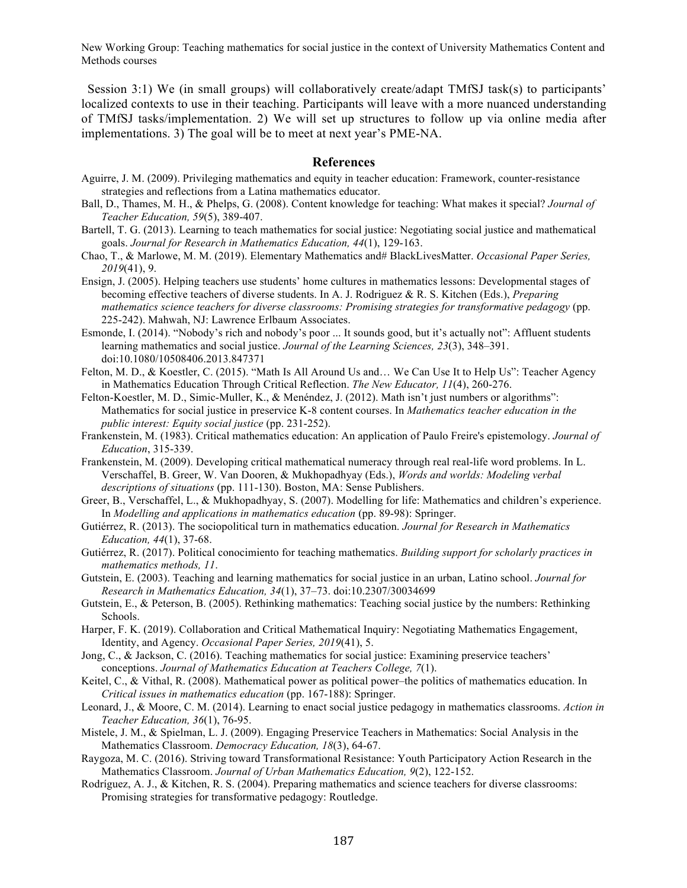Session 3:1) We (in small groups) will collaboratively create/adapt TMfSJ task(s) to participants' localized contexts to use in their teaching. Participants will leave with a more nuanced understanding of TMfSJ tasks/implementation. 2) We will set up structures to follow up via online media after implementations. 3) The goal will be to meet at next year's PME-NA.

## References

Aguirre, J. M. (2009). Privileging mathematics and equity in teacher education: Framework, counter-resistance strategies and reflections from a Latina mathematics educator.

Ball, D., Thames, M. H., & Phelps, G. (2008). Content knowledge for teaching: What makes it special? *Journal of Teacher Education, 59*(5), 389-407.

Bartell, T. G. (2013). Learning to teach mathematics for social justice: Negotiating social justice and mathematical goals. *Journal for Research in Mathematics Education, 44*(1), 129-163.

Chao, T., & Marlowe, M. M. (2019). Elementary Mathematics and# BlackLivesMatter. *Occasional Paper Series, 2019*(41), 9.

Ensign, J. (2005). Helping teachers use students' home cultures in mathematics lessons: Developmental stages of becoming effective teachers of diverse students. In A. J. Rodriguez & R. S. Kitchen (Eds.), *Preparing mathematics science teachers for diverse classrooms: Promising strategies for transformative pedagogy* (pp. 225-242). Mahwah, NJ: Lawrence Erlbaum Associates.

Esmonde, I. (2014). "Nobody's rich and nobody's poor ... It sounds good, but it's actually not": Affluent students learning mathematics and social justice. *Journal of the Learning Sciences, 23*(3), 348–391. doi:10.1080/10508406.2013.847371

Felton, M. D., & Koestler, C. (2015). "Math Is All Around Us and… We Can Use It to Help Us": Teacher Agency in Mathematics Education Through Critical Reflection. *The New Educator, 11*(4), 260-276.

Felton-Koestler, M. D., Simic-Muller, K., & Menéndez, J. (2012). Math isn't just numbers or algorithms": Mathematics for social justice in preservice K-8 content courses. In *Mathematics teacher education in the public interest: Equity social justice* (pp. 231-252).

Frankenstein, M. (1983). Critical mathematics education: An application of Paulo Freire's epistemology. *Journal of Education*, 315-339.

Frankenstein, M. (2009). Developing critical mathematical numeracy through real real-life word problems. In L. Verschaffel, B. Greer, W. Van Dooren, & Mukhopadhyay (Eds.), *Words and worlds: Modeling verbal descriptions of situations* (pp. 111-130). Boston, MA: Sense Publishers.

Greer, B., Verschaffel, L., & Mukhopadhyay, S. (2007). Modelling for life: Mathematics and children's experience. In *Modelling and applications in mathematics education* (pp. 89-98): Springer.

Gutiérrez, R. (2013). The sociopolitical turn in mathematics education. *Journal for Research in Mathematics Education, 44*(1), 37-68.

Gutiérrez, R. (2017). Political conocimiento for teaching mathematics. *Building support for scholarly practices in mathematics methods, 11*.

Gutstein, E. (2003). Teaching and learning mathematics for social justice in an urban, Latino school. *Journal for Research in Mathematics Education, 34*(1), 37–73. doi:10.2307/30034699

Gutstein, E., & Peterson, B. (2005). Rethinking mathematics: Teaching social justice by the numbers: Rethinking Schools.

Harper, F. K. (2019). Collaboration and Critical Mathematical Inquiry: Negotiating Mathematics Engagement, Identity, and Agency. *Occasional Paper Series, 2019*(41), 5.

Jong, C., & Jackson, C. (2016). Teaching mathematics for social justice: Examining preservice teachers' conceptions. *Journal of Mathematics Education at Teachers College, 7*(1).

Keitel, C., & Vithal, R. (2008). Mathematical power as political power–the politics of mathematics education. In *Critical issues in mathematics education* (pp. 167-188): Springer.

Leonard, J., & Moore, C. M. (2014). Learning to enact social justice pedagogy in mathematics classrooms. *Action in Teacher Education, 36*(1), 76-95.

Mistele, J. M., & Spielman, L. J. (2009). Engaging Preservice Teachers in Mathematics: Social Analysis in the Mathematics Classroom. *Democracy Education, 18*(3), 64-67.

Raygoza, M. C. (2016). Striving toward Transformational Resistance: Youth Participatory Action Research in the Mathematics Classroom. *Journal of Urban Mathematics Education, 9*(2), 122-152.

Rodríguez, A. J., & Kitchen, R. S. (2004). Preparing mathematics and science teachers for diverse classrooms: Promising strategies for transformative pedagogy: Routledge.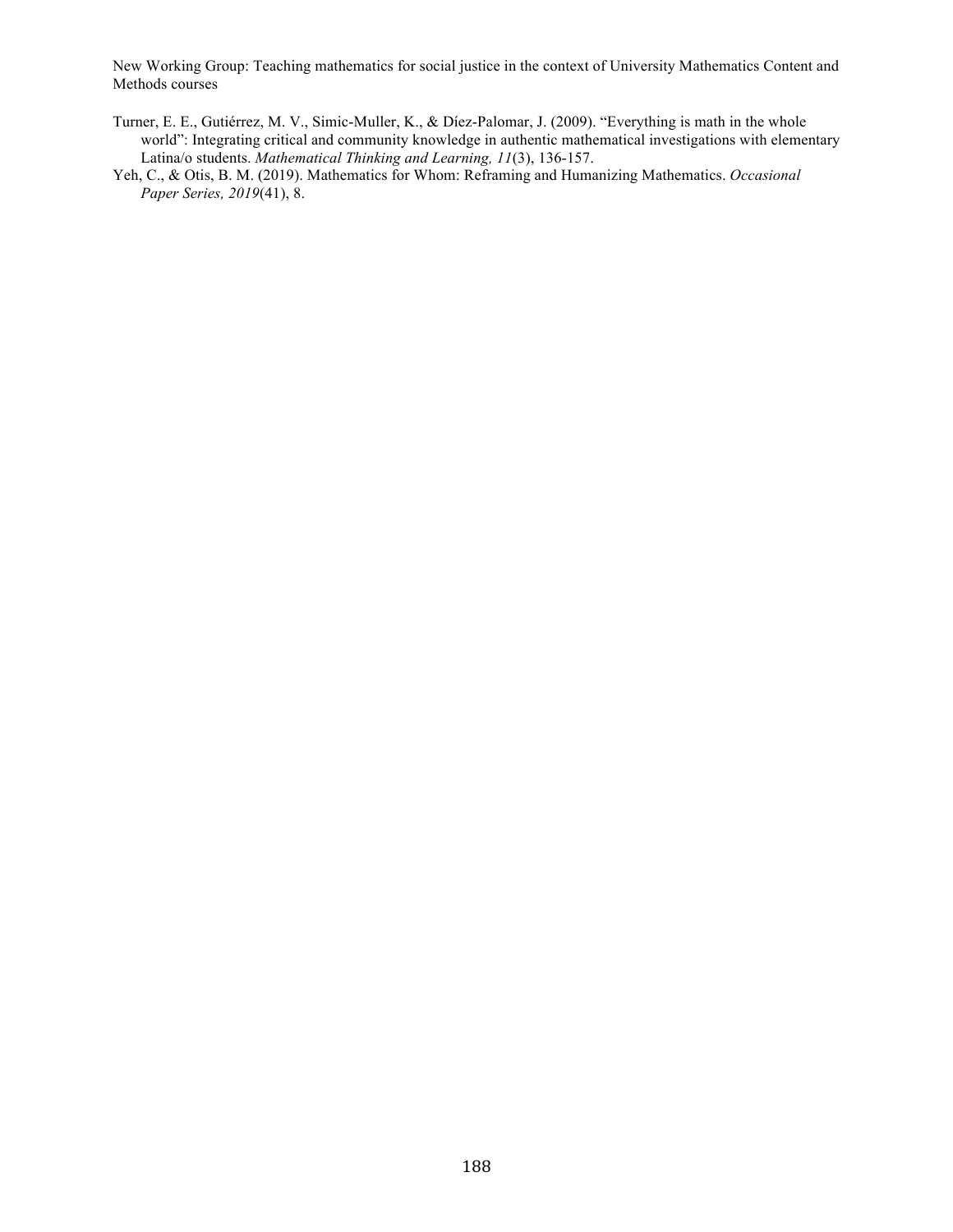Turner, E. E., Gutiérrez, M. V., Simic-Muller, K., & Díez-Palomar, J. (2009). "Everything is math in the whole world": Integrating critical and community knowledge in authentic mathematical investigations with elementary Latina/o students. *Mathematical Thinking and Learning, 11*(3), 136-157.

Yeh, C., & Otis, B. M. (2019). Mathematics for Whom: Reframing and Humanizing Mathematics. *Occasional Paper Series, 2019*(41), 8.